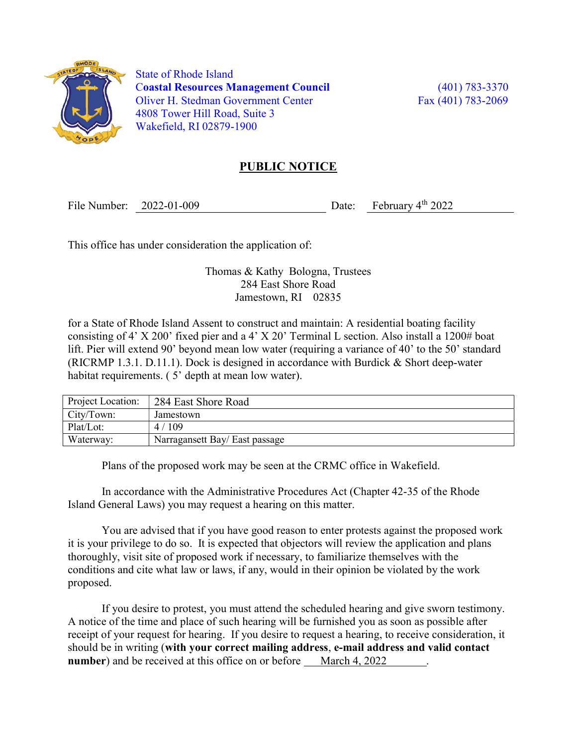State of Rhode Island
**Coastal Resources Management Council**
Oliver H. Stedman Government Center
4808 Tower Hill Road, Suite 3
Wakefield, RI 02879-1900

(401) 783-3370
Fax (401) 783-2069

# PUBLIC NOTICE

File Number: 2022-01-009 Date: February 4th 2022

This office has under consideration the application of:

Thomas & Kathy Bologna, Trustees
284 East Shore Road
Jamestown, RI 02835

for a State of Rhode Island Assent to construct and maintain: A residential boating facility consisting of 4' X 200' fixed pier and a 4' X 20' Terminal L section. Also install a 1200# boat lift. Pier will extend 90' beyond mean low water (requiring a variance of 40' to the 50' standard (RICRMP 1.3.1. D.11.1). Dock is designed in accordance with Burdick & Short deep-water habitat requirements. ( 5' depth at mean low water).

| | |
|---|---|
| Project Location: | 284 East Shore Road |
| City/Town: | Jamestown |
| Plat/Lot: | 4 / 109 |
| Waterway: | Narragansett Bay/ East passage |

Plans of the proposed work may be seen at the CRMC office in Wakefield.

In accordance with the Administrative Procedures Act (Chapter 42-35 of the Rhode Island General Laws) you may request a hearing on this matter.

You are advised that if you have good reason to enter protests against the proposed work it is your privilege to do so. It is expected that objectors will review the application and plans thoroughly, visit site of proposed work if necessary, to familiarize themselves with the conditions and cite what law or laws, if any, would in their opinion be violated by the work proposed.

If you desire to protest, you must attend the scheduled hearing and give sworn testimony. A notice of the time and place of such hearing will be furnished you as soon as possible after receipt of your request for hearing. If you desire to request a hearing, to receive consideration, it should be in writing (**with your correct mailing address**, **e-mail address and valid contact number**) and be received at this office on or before March 4, 2022.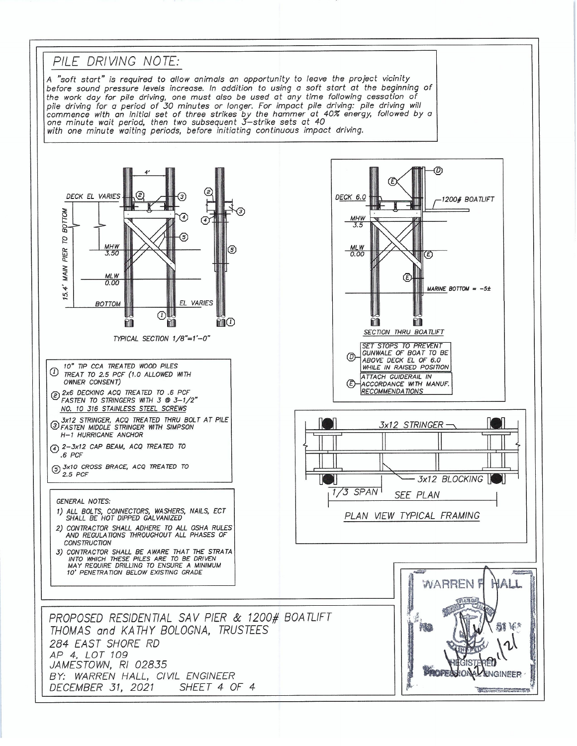## PILE DRIVING NOTE:

A "soft start" is required to allow animals an opportunity to leave the project vicinity before sound pressure levels increase. In addition to using a soft start at the beginning of the work day for pile driving, one must also be used at any time following cessation of pile driving for a period of 30 minutes or longer. For impact pile driving: pile driving will commence with an initial set of three strikes by the hammer at 40% energy, followed by a one minute wait period, then two subsequent 3–strike sets at 40 with one minute waiting periods, before initiating continuous impact driving.

4'

DECK EL VARIES

15.4' MAIN PIER TO BOTTOM

MHW 3.50

MLW 0.00

BOTTOM

EL VARIES

TYPICAL SECTION 1/8"=1'-0"

DECK 6.0

MHW 3.5

MLW 0.00

1200# BOATLIFT

MARINE BOTTOM = -5±

SECTION THRU BOATLIFT

(D) SET STOPS TO PREVENT GUNWALE OF BOAT TO BE ABOVE DECK EL OF 6.0 WHILE IN RAISED POSITION

(E) ATTACH GUIDERAIL IN ACCORDANCE WITH MANUF. RECOMMENDATIONS

1. 10" TIP CCA TREATED WOOD PILES TREAT TO 2.5 PCF (1.0 ALLOWED WITH OWNER CONSENT)
2. 2x6 DECKING ACQ TREATED TO .6 PCF FASTEN TO STRINGERS WITH 3 @ 3-1/2" NO. 10 316 STAINLESS STEEL SCREWS
3. 3x12 STRINGER, ACQ TREATED THRU BOLT AT PILE FASTEN MIDDLE STRINGER WITH SIMPSON H-1 HURRICANE ANCHOR
4. 2-3x12 CAP BEAM, ACQ TREATED TO .6 PCF
5. 3x10 CROSS BRACE, ACQ TREATED TO 2.5 PCF

3x12 STRINGER

3x12 BLOCKING

1/3 SPAN

SEE PLAN

PLAN VIEW TYPICAL FRAMING

GENERAL NOTES:

1) ALL BOLTS, CONNECTORS, WASHERS, NAILS, ECT SHALL BE HOT DIPPED GALVANIZED
2) CONTRACTOR SHALL ADHERE TO ALL OSHA RULES AND REGULATIONS THROUGHOUT ALL PHASES OF CONSTRUCTION
3) CONTRACTOR SHALL BE AWARE THAT THE STRATA INTO WHICH THESE PILES ARE TO BE DRIVEN MAY REQUIRE DRILLING TO ENSURE A MINIMUM 10' PENETRATION BELOW EXISTING GRADE

PROPOSED RESIDENTIAL SAV PIER & 1200# BOATLIFT
THOMAS and KATHY BOLOGNA, TRUSTEES
284 EAST SHORE RD
AP 4, LOT 109
JAMESTOWN, RI 02835
BY: WARREN HALL, CIVIL ENGINEER
DECEMBER 31, 2021 SHEET 4 OF 4

WARREN F. HALL
REGISTERED PROFESSIONAL ENGINEER